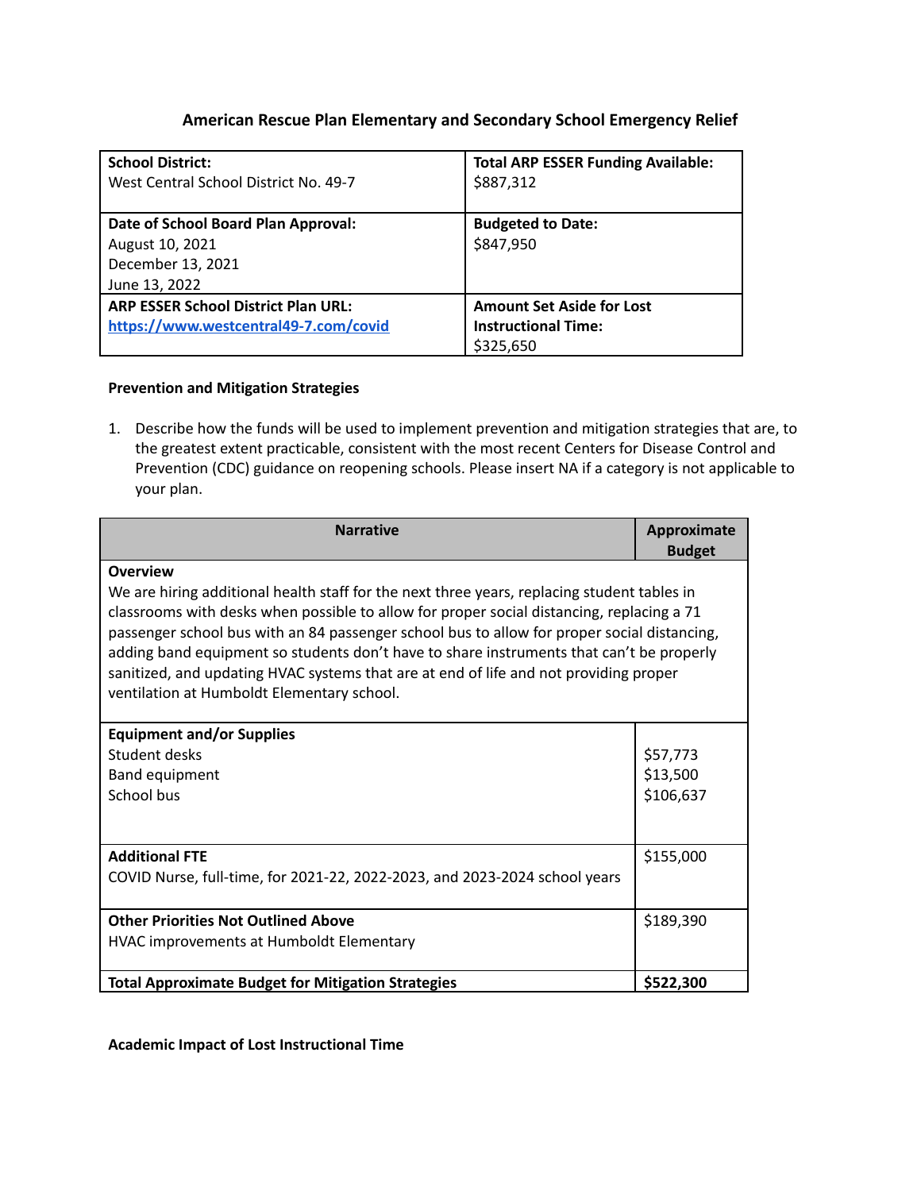# American Rescue Plan Elementary and Secondary School Emergency Relief

| **School District:**<br>West Central School District No. 49-7 | **Total ARP ESSER Funding Available:**<br>$887,312 |
|---|---|
| **Date of School Board Plan Approval:**<br>August 10, 2021<br>December 13, 2021<br>June 13, 2022 | **Budgeted to Date:**<br>$847,950 |
| **ARP ESSER School District Plan URL:**<br>https://www.westcentral49-7.com/covid | **Amount Set Aside for Lost Instructional Time:**<br>$325,650 |

**Prevention and Mitigation Strategies**

1. Describe how the funds will be used to implement prevention and mitigation strategies that are, to the greatest extent practicable, consistent with the most recent Centers for Disease Control and Prevention (CDC) guidance on reopening schools. Please insert NA if a category is not applicable to your plan.

| Narrative | Approximate Budget |
|---|---|
| **Overview**<br>We are hiring additional health staff for the next three years, replacing student tables in classrooms with desks when possible to allow for proper social distancing, replacing a 71 passenger school bus with an 84 passenger school bus to allow for proper social distancing, adding band equipment so students don't have to share instruments that can't be properly sanitized, and updating HVAC systems that are at end of life and not providing proper ventilation at Humboldt Elementary school. | |
| **Equipment and/or Supplies**<br>Student desks<br>Band equipment<br>School bus | <br>$57,773<br>$13,500<br>$106,637 |
| **Additional FTE**<br>COVID Nurse, full-time, for 2021-22, 2022-2023, and 2023-2024 school years | $155,000 |
| **Other Priorities Not Outlined Above**<br>HVAC improvements at Humboldt Elementary | $189,390 |
| **Total Approximate Budget for Mitigation Strategies** | **$522,300** |

**Academic Impact of Lost Instructional Time**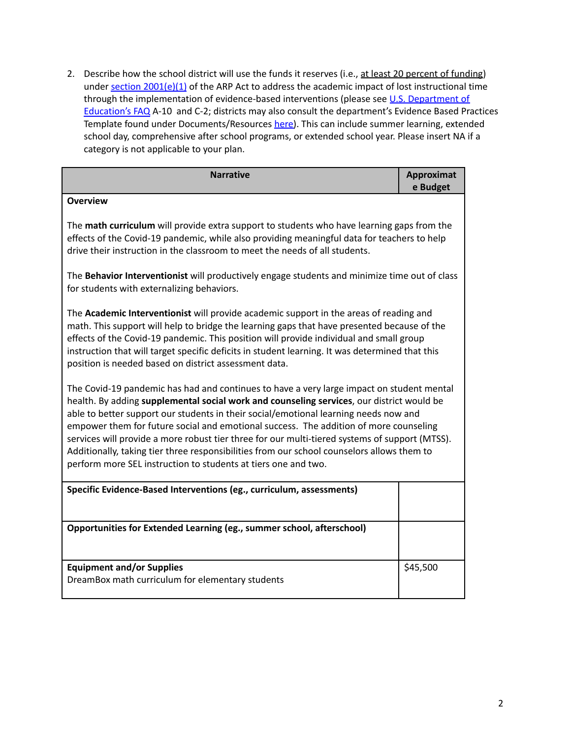2. Describe how the school district will use the funds it reserves (i.e., at least 20 percent of funding) under section 2001(e)(1) of the ARP Act to address the academic impact of lost instructional time through the implementation of evidence-based interventions (please see U.S. Department of Education's FAQ A-10 and C-2; districts may also consult the department's Evidence Based Practices Template found under Documents/Resources here). This can include summer learning, extended school day, comprehensive after school programs, or extended school year. Please insert NA if a category is not applicable to your plan.

| Narrative | Approximate Budget |
|---|---|
| **Overview**<br><br>The **math curriculum** will provide extra support to students who have learning gaps from the effects of the Covid-19 pandemic, while also providing meaningful data for teachers to help drive their instruction in the classroom to meet the needs of all students.<br><br>The **Behavior Interventionist** will productively engage students and minimize time out of class for students with externalizing behaviors.<br><br>The **Academic Interventionist** will provide academic support in the areas of reading and math. This support will help to bridge the learning gaps that have presented because of the effects of the Covid-19 pandemic. This position will provide individual and small group instruction that will target specific deficits in student learning. It was determined that this position is needed based on district assessment data.<br><br>The Covid-19 pandemic has had and continues to have a very large impact on student mental health. By adding **supplemental social work and counseling services**, our district would be able to better support our students in their social/emotional learning needs now and empower them for future social and emotional success. The addition of more counseling services will provide a more robust tier three for our multi-tiered systems of support (MTSS). Additionally, taking tier three responsibilities from our school counselors allows them to perform more SEL instruction to students at tiers one and two. | |
| **Specific Evidence-Based Interventions (eg., curriculum, assessments)** | |
| **Opportunities for Extended Learning (eg., summer school, afterschool)** | |
| **Equipment and/or Supplies**<br>DreamBox math curriculum for elementary students | $45,500 |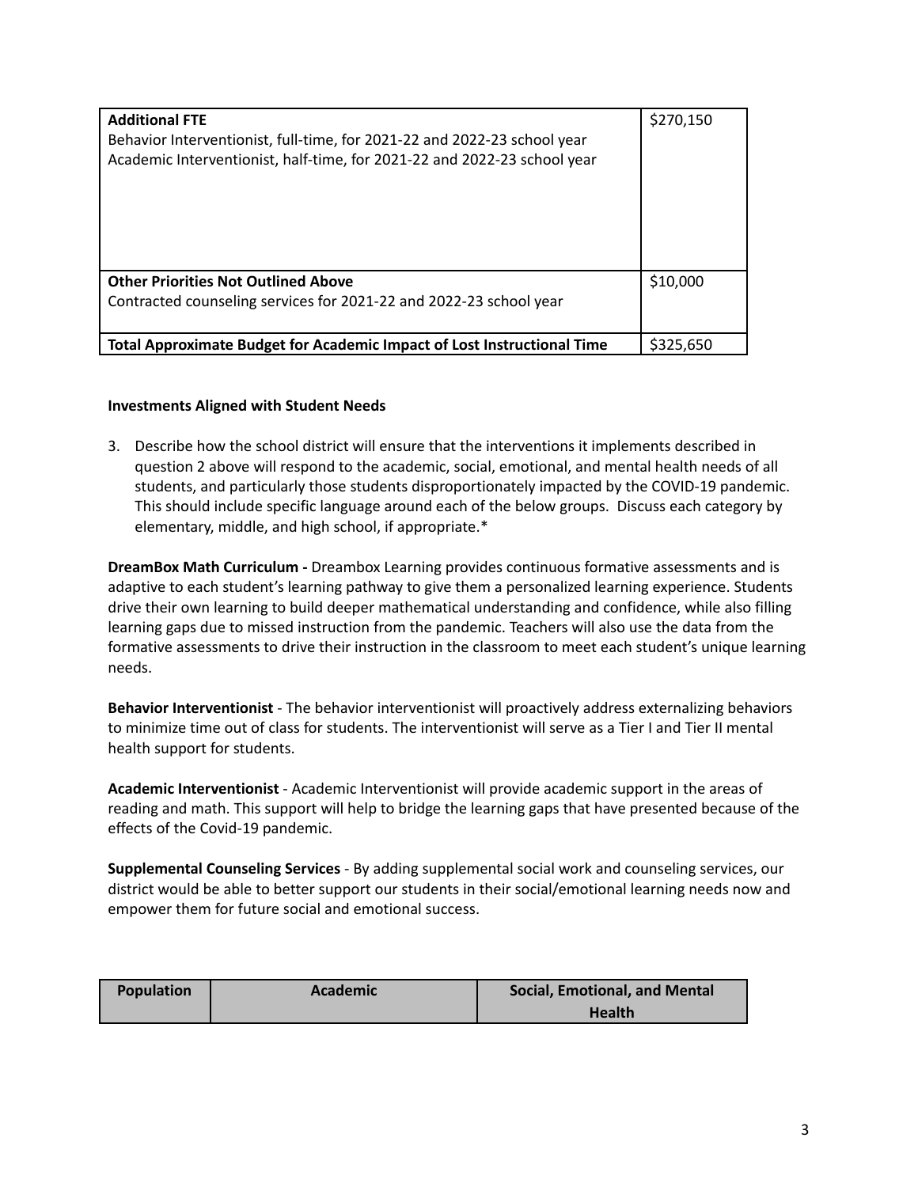| | |
|---|---|
| **Additional FTE**<br>Behavior Interventionist, full-time, for 2021-22 and 2022-23 school year<br>Academic Interventionist, half-time, for 2021-22 and 2022-23 school year | $270,150 |
| **Other Priorities Not Outlined Above**<br>Contracted counseling services for 2021-22 and 2022-23 school year | $10,000 |
| **Total Approximate Budget for Academic Impact of Lost Instructional Time** | $325,650 |

**Investments Aligned with Student Needs**

3. Describe how the school district will ensure that the interventions it implements described in question 2 above will respond to the academic, social, emotional, and mental health needs of all students, and particularly those students disproportionately impacted by the COVID-19 pandemic. This should include specific language around each of the below groups. Discuss each category by elementary, middle, and high school, if appropriate.*

**DreamBox Math Curriculum -** Dreambox Learning provides continuous formative assessments and is adaptive to each student's learning pathway to give them a personalized learning experience. Students drive their own learning to build deeper mathematical understanding and confidence, while also filling learning gaps due to missed instruction from the pandemic. Teachers will also use the data from the formative assessments to drive their instruction in the classroom to meet each student's unique learning needs.

**Behavior Interventionist** - The behavior interventionist will proactively address externalizing behaviors to minimize time out of class for students. The interventionist will serve as a Tier I and Tier II mental health support for students.

**Academic Interventionist** - Academic Interventionist will provide academic support in the areas of reading and math. This support will help to bridge the learning gaps that have presented because of the effects of the Covid-19 pandemic.

**Supplemental Counseling Services** - By adding supplemental social work and counseling services, our district would be able to better support our students in their social/emotional learning needs now and empower them for future social and emotional success.

| Population | Academic | Social, Emotional, and Mental Health |
|---|---|---|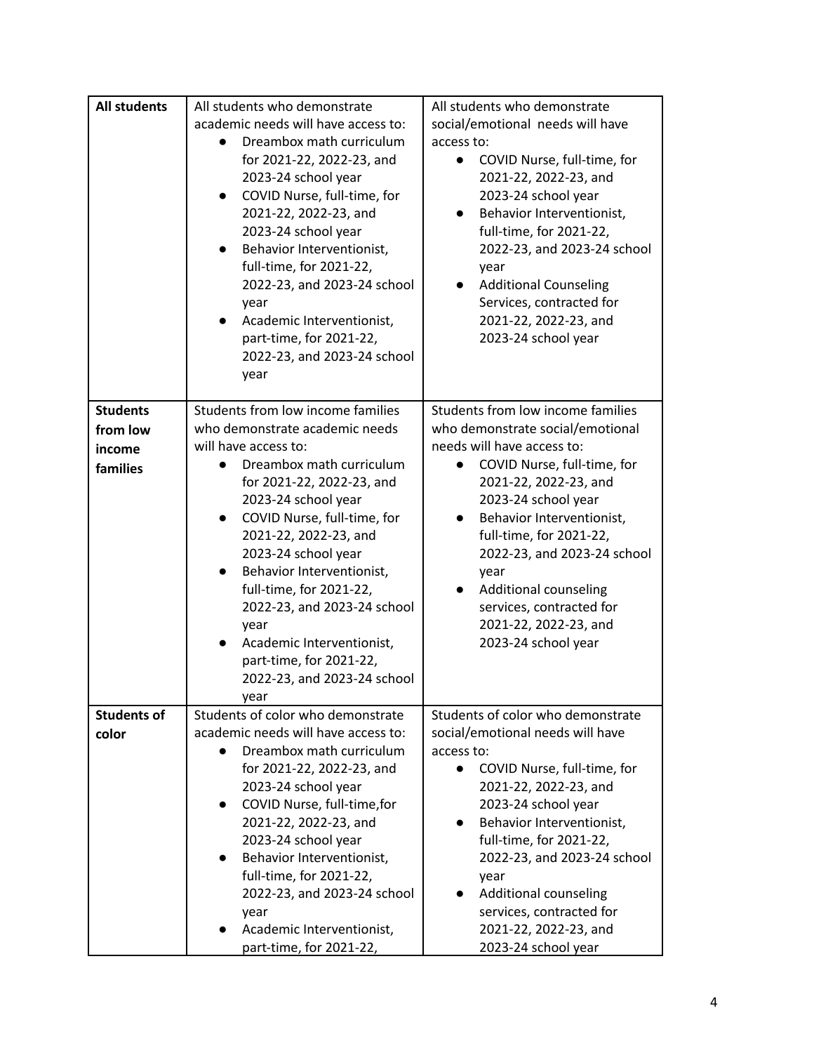| | | |
|---|---|---|
| **All students** | All students who demonstrate academic needs will have access to:<br>● Dreambox math curriculum for 2021-22, 2022-23, and 2023-24 school year<br>● COVID Nurse, full-time, for 2021-22, 2022-23, and 2023-24 school year<br>● Behavior Interventionist, full-time, for 2021-22, 2022-23, and 2023-24 school year<br>● Academic Interventionist, part-time, for 2021-22, 2022-23, and 2023-24 school year | All students who demonstrate social/emotional needs will have access to:<br>● COVID Nurse, full-time, for 2021-22, 2022-23, and 2023-24 school year<br>● Behavior Interventionist, full-time, for 2021-22, 2022-23, and 2023-24 school year<br>● Additional Counseling Services, contracted for 2021-22, 2022-23, and 2023-24 school year |
| **Students from low income families** | Students from low income families who demonstrate academic needs will have access to:<br>● Dreambox math curriculum for 2021-22, 2022-23, and 2023-24 school year<br>● COVID Nurse, full-time, for 2021-22, 2022-23, and 2023-24 school year<br>● Behavior Interventionist, full-time, for 2021-22, 2022-23, and 2023-24 school year<br>● Academic Interventionist, part-time, for 2021-22, 2022-23, and 2023-24 school year | Students from low income families who demonstrate social/emotional needs will have access to:<br>● COVID Nurse, full-time, for 2021-22, 2022-23, and 2023-24 school year<br>● Behavior Interventionist, full-time, for 2021-22, 2022-23, and 2023-24 school year<br>● Additional counseling services, contracted for 2021-22, 2022-23, and 2023-24 school year |
| **Students of color** | Students of color who demonstrate academic needs will have access to:<br>● Dreambox math curriculum for 2021-22, 2022-23, and 2023-24 school year<br>● COVID Nurse, full-time,for 2021-22, 2022-23, and 2023-24 school year<br>● Behavior Interventionist, full-time, for 2021-22, 2022-23, and 2023-24 school year<br>● Academic Interventionist, part-time, for 2021-22, | Students of color who demonstrate social/emotional needs will have access to:<br>● COVID Nurse, full-time, for 2021-22, 2022-23, and 2023-24 school year<br>● Behavior Interventionist, full-time, for 2021-22, 2022-23, and 2023-24 school year<br>● Additional counseling services, contracted for 2021-22, 2022-23, and 2023-24 school year |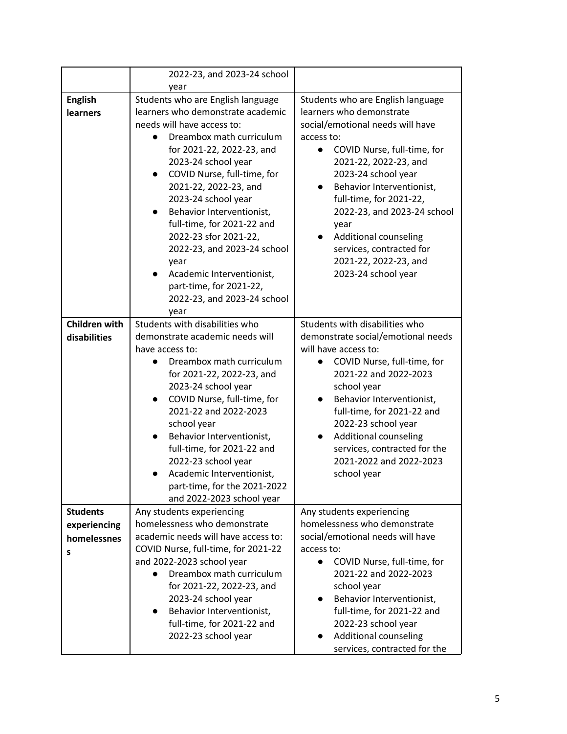| | | |
|---|---|---|
| | 2022-23, and 2023-24 school year | |
| **English learners** | Students who are English language learners who demonstrate academic needs will have access to:<br>• Dreambox math curriculum for 2021-22, 2022-23, and 2023-24 school year<br>• COVID Nurse, full-time, for 2021-22, 2022-23, and 2023-24 school year<br>• Behavior Interventionist, full-time, for 2021-22 and 2022-23 sfor 2021-22, 2022-23, and 2023-24 school year<br>• Academic Interventionist, part-time, for 2021-22, 2022-23, and 2023-24 school year | Students who are English language learners who demonstrate social/emotional needs will have access to:<br>• COVID Nurse, full-time, for 2021-22, 2022-23, and 2023-24 school year<br>• Behavior Interventionist, full-time, for 2021-22, 2022-23, and 2023-24 school year<br>• Additional counseling services, contracted for 2021-22, 2022-23, and 2023-24 school year |
| **Children with disabilities** | Students with disabilities who demonstrate academic needs will have access to:<br>• Dreambox math curriculum for 2021-22, 2022-23, and 2023-24 school year<br>• COVID Nurse, full-time, for 2021-22 and 2022-2023 school year<br>• Behavior Interventionist, full-time, for 2021-22 and 2022-23 school year<br>• Academic Interventionist, part-time, for the 2021-2022 and 2022-2023 school year | Students with disabilities who demonstrate social/emotional needs will have access to:<br>• COVID Nurse, full-time, for 2021-22 and 2022-2023 school year<br>• Behavior Interventionist, full-time, for 2021-22 and 2022-23 school year<br>• Additional counseling services, contracted for the 2021-2022 and 2022-2023 school year |
| **Students experiencing homelessness** | Any students experiencing homelessness who demonstrate academic needs will have access to: COVID Nurse, full-time, for 2021-22 and 2022-2023 school year<br>• Dreambox math curriculum for 2021-22, 2022-23, and 2023-24 school year<br>• Behavior Interventionist, full-time, for 2021-22 and 2022-23 school year | Any students experiencing homelessness who demonstrate social/emotional needs will have access to:<br>• COVID Nurse, full-time, for 2021-22 and 2022-2023 school year<br>• Behavior Interventionist, full-time, for 2021-22 and 2022-23 school year<br>• Additional counseling services, contracted for the |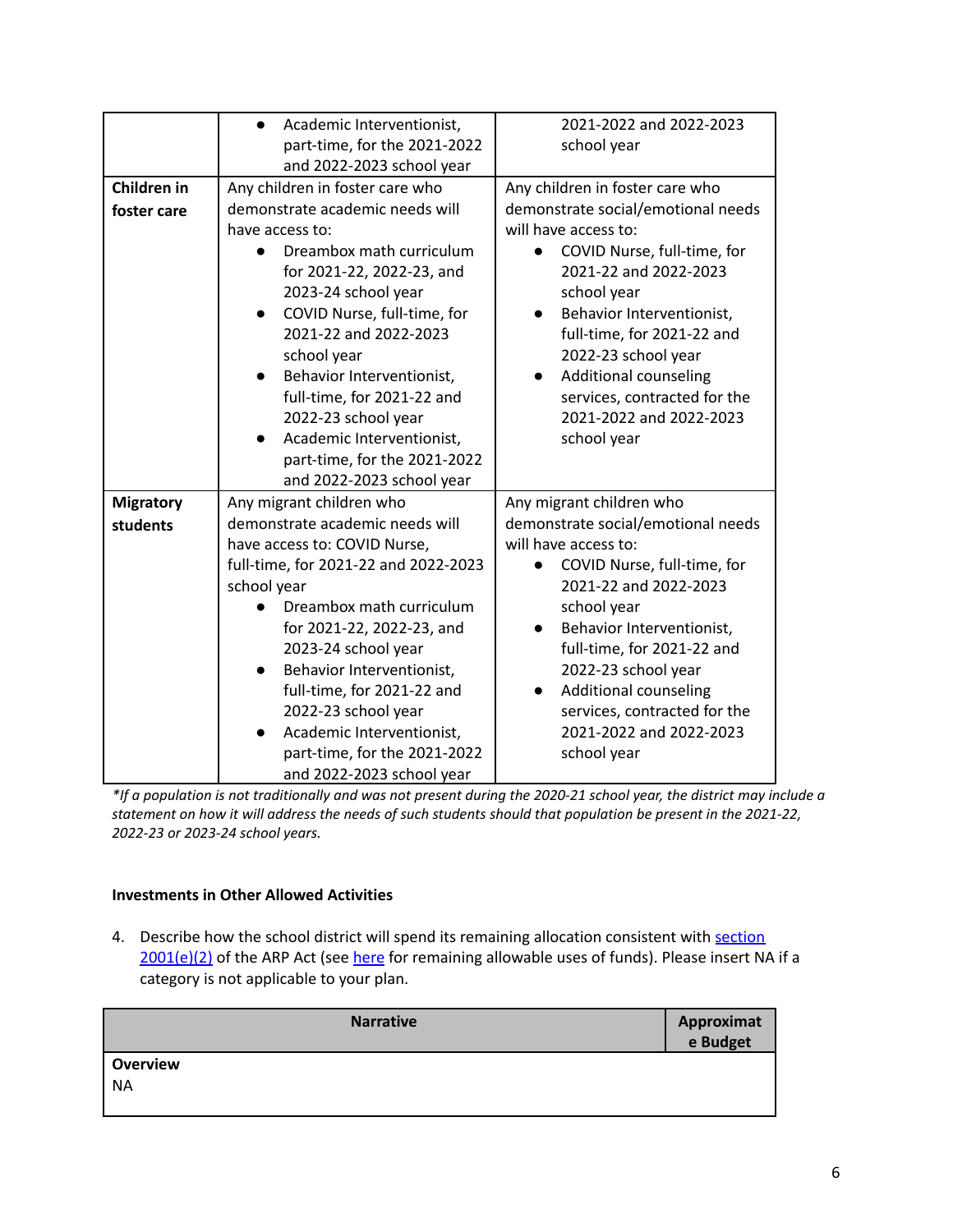| | | |
|---|---|---|
| | • Academic Interventionist, part-time, for the 2021-2022 and 2022-2023 school year | 2021-2022 and 2022-2023 school year |
| **Children in foster care** | Any children in foster care who demonstrate academic needs will have access to:<br>• Dreambox math curriculum for 2021-22, 2022-23, and 2023-24 school year<br>• COVID Nurse, full-time, for 2021-22 and 2022-2023 school year<br>• Behavior Interventionist, full-time, for 2021-22 and 2022-23 school year<br>• Academic Interventionist, part-time, for the 2021-2022 and 2022-2023 school year | Any children in foster care who demonstrate social/emotional needs will have access to:<br>• COVID Nurse, full-time, for 2021-22 and 2022-2023 school year<br>• Behavior Interventionist, full-time, for 2021-22 and 2022-23 school year<br>• Additional counseling services, contracted for the 2021-2022 and 2022-2023 school year |
| **Migratory students** | Any migrant children who demonstrate academic needs will have access to: COVID Nurse, full-time, for 2021-22 and 2022-2023 school year<br>• Dreambox math curriculum for 2021-22, 2022-23, and 2023-24 school year<br>• Behavior Interventionist, full-time, for 2021-22 and 2022-23 school year<br>• Academic Interventionist, part-time, for the 2021-2022 and 2022-2023 school year | Any migrant children who demonstrate social/emotional needs will have access to:<br>• COVID Nurse, full-time, for 2021-22 and 2022-2023 school year<br>• Behavior Interventionist, full-time, for 2021-22 and 2022-23 school year<br>• Additional counseling services, contracted for the 2021-2022 and 2022-2023 school year |

*\*If a population is not traditionally and was not present during the 2020-21 school year, the district may include a statement on how it will address the needs of such students should that population be present in the 2021-22, 2022-23 or 2023-24 school years.*

**Investments in Other Allowed Activities**

4. Describe how the school district will spend its remaining allocation consistent with section 2001(e)(2) of the ARP Act (see here for remaining allowable uses of funds). Please insert NA if a category is not applicable to your plan.

| Narrative | Approximate Budget |
|---|---|
| **Overview**<br>NA | |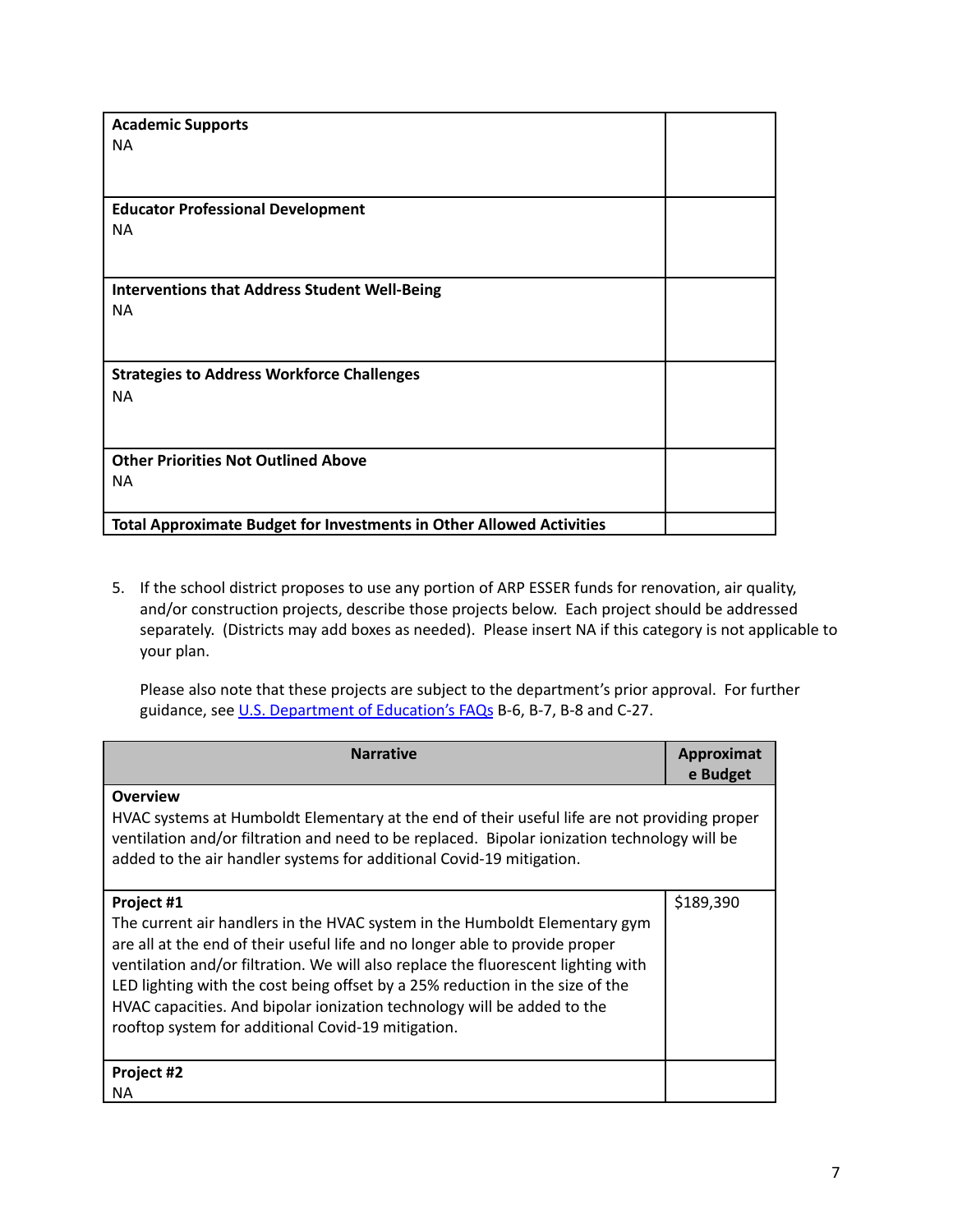| | |
|---|---|
| **Academic Supports**<br>NA | |
| **Educator Professional Development**<br>NA | |
| **Interventions that Address Student Well-Being**<br>NA | |
| **Strategies to Address Workforce Challenges**<br>NA | |
| **Other Priorities Not Outlined Above**<br>NA | |
| **Total Approximate Budget for Investments in Other Allowed Activities** | |

5. If the school district proposes to use any portion of ARP ESSER funds for renovation, air quality, and/or construction projects, describe those projects below. Each project should be addressed separately. (Districts may add boxes as needed). Please insert NA if this category is not applicable to your plan.

   Please also note that these projects are subject to the department's prior approval. For further guidance, see [U.S. Department of Education's FAQs](#) B-6, B-7, B-8 and C-27.

| Narrative | Approximate Budget |
|---|---|
| **Overview**<br>HVAC systems at Humboldt Elementary at the end of their useful life are not providing proper ventilation and/or filtration and need to be replaced. Bipolar ionization technology will be added to the air handler systems for additional Covid-19 mitigation. | |
| **Project #1**<br>The current air handlers in the HVAC system in the Humboldt Elementary gym are all at the end of their useful life and no longer able to provide proper ventilation and/or filtration. We will also replace the fluorescent lighting with LED lighting with the cost being offset by a 25% reduction in the size of the HVAC capacities. And bipolar ionization technology will be added to the rooftop system for additional Covid-19 mitigation. | $189,390 |
| **Project #2**<br>NA | |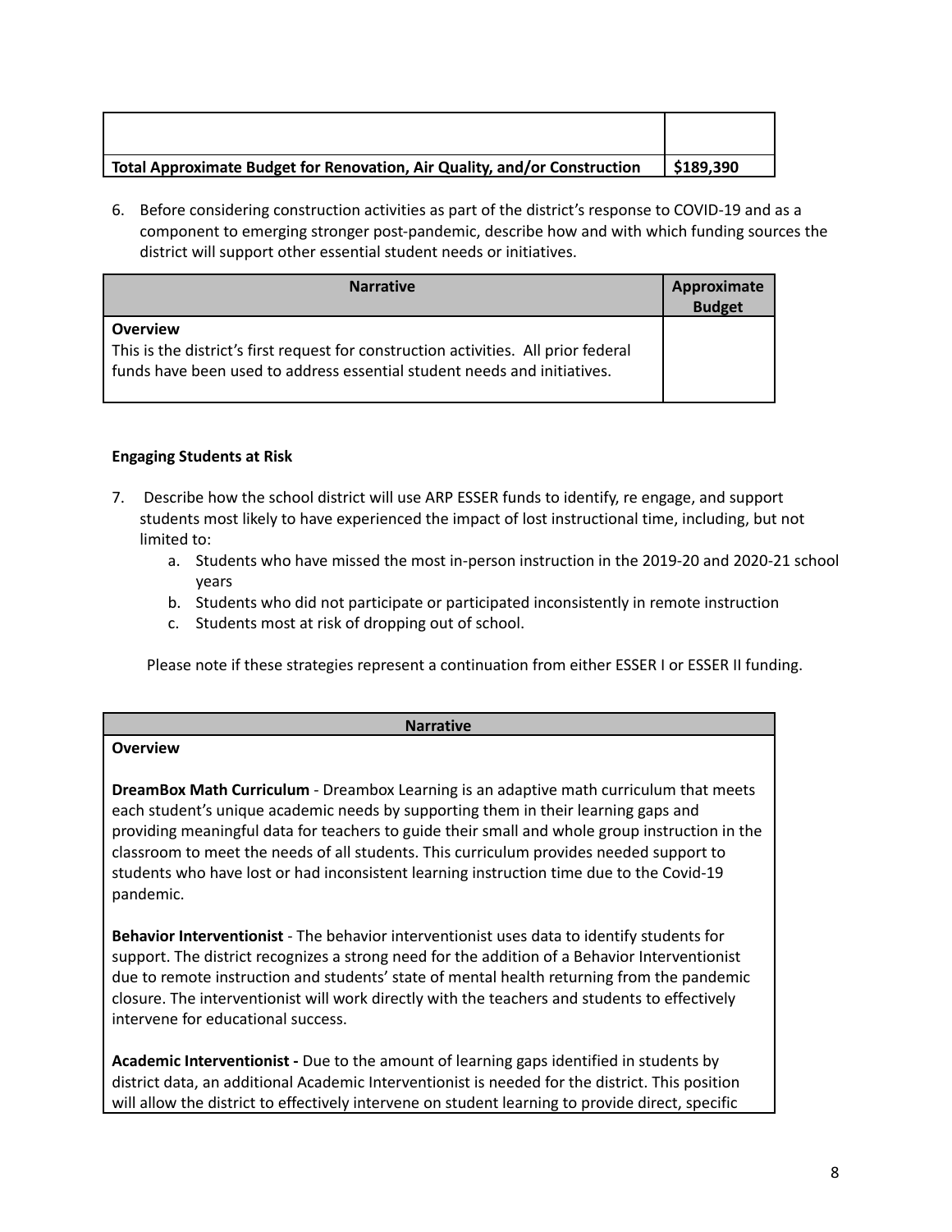| | |
|---|---|
| | |
| **Total Approximate Budget for Renovation, Air Quality, and/or Construction** | **$189,390** |

6. Before considering construction activities as part of the district's response to COVID-19 and as a component to emerging stronger post-pandemic, describe how and with which funding sources the district will support other essential student needs or initiatives.

| Narrative | Approximate Budget |
|---|---|
| **Overview**<br>This is the district's first request for construction activities. All prior federal funds have been used to address essential student needs and initiatives. | |

**Engaging Students at Risk**

7. Describe how the school district will use ARP ESSER funds to identify, re engage, and support students most likely to have experienced the impact of lost instructional time, including, but not limited to:
   a. Students who have missed the most in-person instruction in the 2019-20 and 2020-21 school years
   b. Students who did not participate or participated inconsistently in remote instruction
   c. Students most at risk of dropping out of school.

   Please note if these strategies represent a continuation from either ESSER I or ESSER II funding.

| Narrative |
|---|
| **Overview**<br><br>**DreamBox Math Curriculum** - Dreambox Learning is an adaptive math curriculum that meets each student's unique academic needs by supporting them in their learning gaps and providing meaningful data for teachers to guide their small and whole group instruction in the classroom to meet the needs of all students. This curriculum provides needed support to students who have lost or had inconsistent learning instruction time due to the Covid-19 pandemic.<br><br>**Behavior Interventionist** - The behavior interventionist uses data to identify students for support. The district recognizes a strong need for the addition of a Behavior Interventionist due to remote instruction and students' state of mental health returning from the pandemic closure. The interventionist will work directly with the teachers and students to effectively intervene for educational success.<br><br>**Academic Interventionist -** Due to the amount of learning gaps identified in students by district data, an additional Academic Interventionist is needed for the district. This position will allow the district to effectively intervene on student learning to provide direct, specific |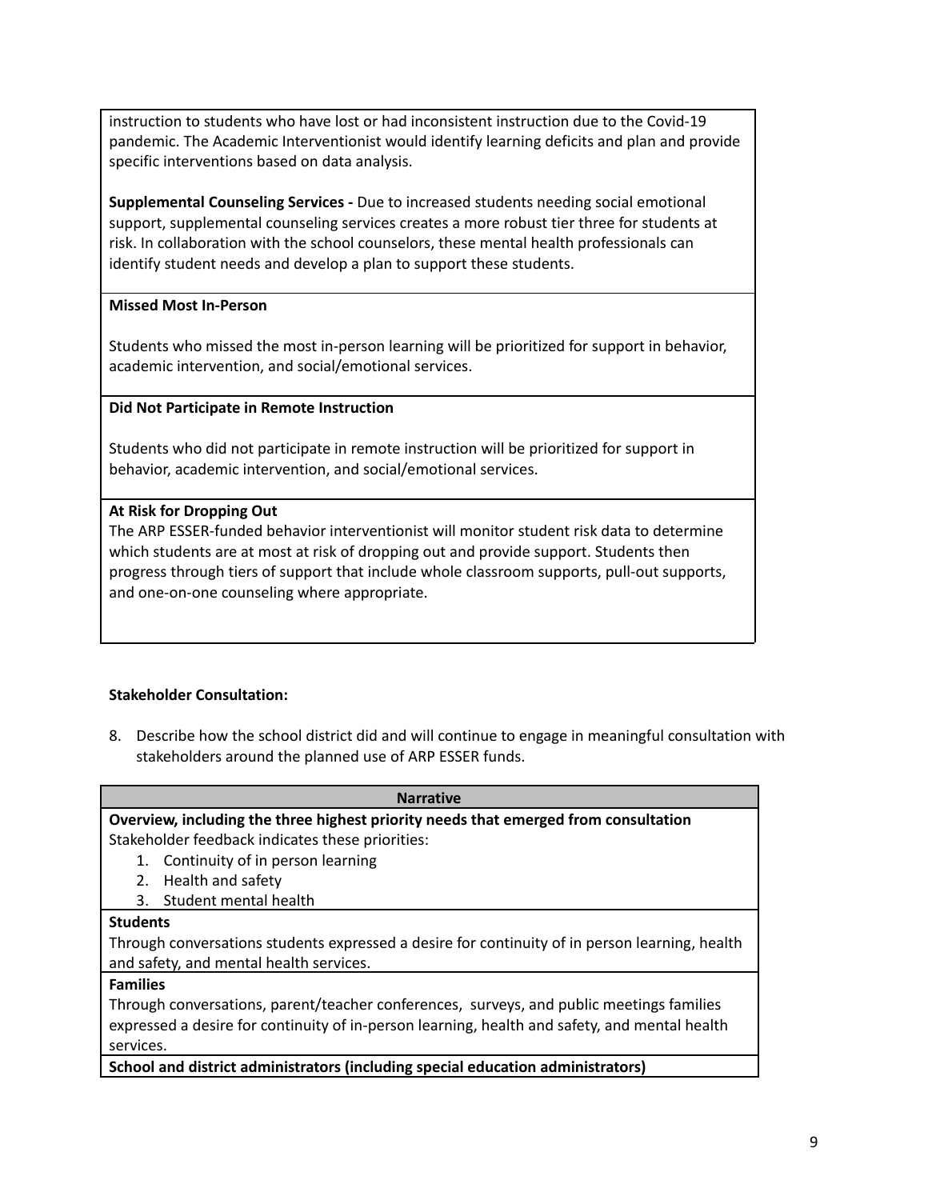instruction to students who have lost or had inconsistent instruction due to the Covid-19 pandemic. The Academic Interventionist would identify learning deficits and plan and provide specific interventions based on data analysis.

**Supplemental Counseling Services -** Due to increased students needing social emotional support, supplemental counseling services creates a more robust tier three for students at risk. In collaboration with the school counselors, these mental health professionals can identify student needs and develop a plan to support these students.

**Missed Most In-Person**

Students who missed the most in-person learning will be prioritized for support in behavior, academic intervention, and social/emotional services.

**Did Not Participate in Remote Instruction**

Students who did not participate in remote instruction will be prioritized for support in behavior, academic intervention, and social/emotional services.

**At Risk for Dropping Out**

The ARP ESSER-funded behavior interventionist will monitor student risk data to determine which students are at most at risk of dropping out and provide support. Students then progress through tiers of support that include whole classroom supports, pull-out supports, and one-on-one counseling where appropriate.

**Stakeholder Consultation:**

8. Describe how the school district did and will continue to engage in meaningful consultation with stakeholders around the planned use of ARP ESSER funds.

| Narrative |
|---|
| **Overview, including the three highest priority needs that emerged from consultation**<br>Stakeholder feedback indicates these priorities:<br>1. Continuity of in person learning<br>2. Health and safety<br>3. Student mental health |
| **Students**<br>Through conversations students expressed a desire for continuity of in person learning, health and safety, and mental health services. |
| **Families**<br>Through conversations, parent/teacher conferences, surveys, and public meetings families expressed a desire for continuity of in-person learning, health and safety, and mental health services. |
| **School and district administrators (including special education administrators)** |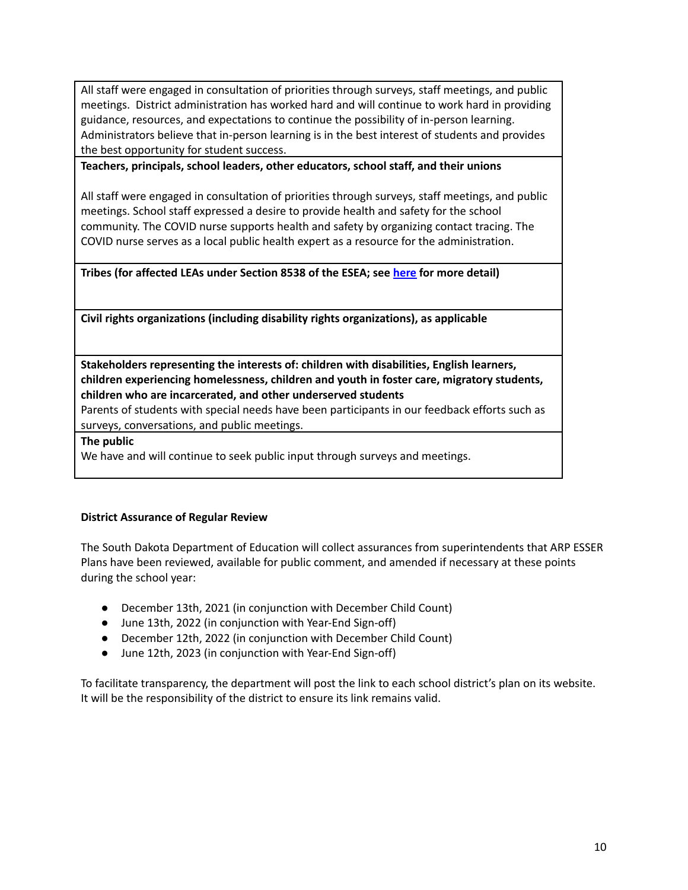| |
|---|
| All staff were engaged in consultation of priorities through surveys, staff meetings, and public meetings. District administration has worked hard and will continue to work hard in providing guidance, resources, and expectations to continue the possibility of in-person learning. Administrators believe that in-person learning is in the best interest of students and provides the best opportunity for student success. |
| **Teachers, principals, school leaders, other educators, school staff, and their unions**<br><br>All staff were engaged in consultation of priorities through surveys, staff meetings, and public meetings. School staff expressed a desire to provide health and safety for the school community. The COVID nurse supports health and safety by organizing contact tracing. The COVID nurse serves as a local public health expert as a resource for the administration. |
| **Tribes (for affected LEAs under Section 8538 of the ESEA; see [here]() for more detail)** |
| **Civil rights organizations (including disability rights organizations), as applicable** |
| **Stakeholders representing the interests of: children with disabilities, English learners, children experiencing homelessness, children and youth in foster care, migratory students, children who are incarcerated, and other underserved students**<br>Parents of students with special needs have been participants in our feedback efforts such as surveys, conversations, and public meetings. |
| **The public**<br>We have and will continue to seek public input through surveys and meetings. |

**District Assurance of Regular Review**

The South Dakota Department of Education will collect assurances from superintendents that ARP ESSER Plans have been reviewed, available for public comment, and amended if necessary at these points during the school year:

- December 13th, 2021 (in conjunction with December Child Count)
- June 13th, 2022 (in conjunction with Year-End Sign-off)
- December 12th, 2022 (in conjunction with December Child Count)
- June 12th, 2023 (in conjunction with Year-End Sign-off)

To facilitate transparency, the department will post the link to each school district's plan on its website. It will be the responsibility of the district to ensure its link remains valid.